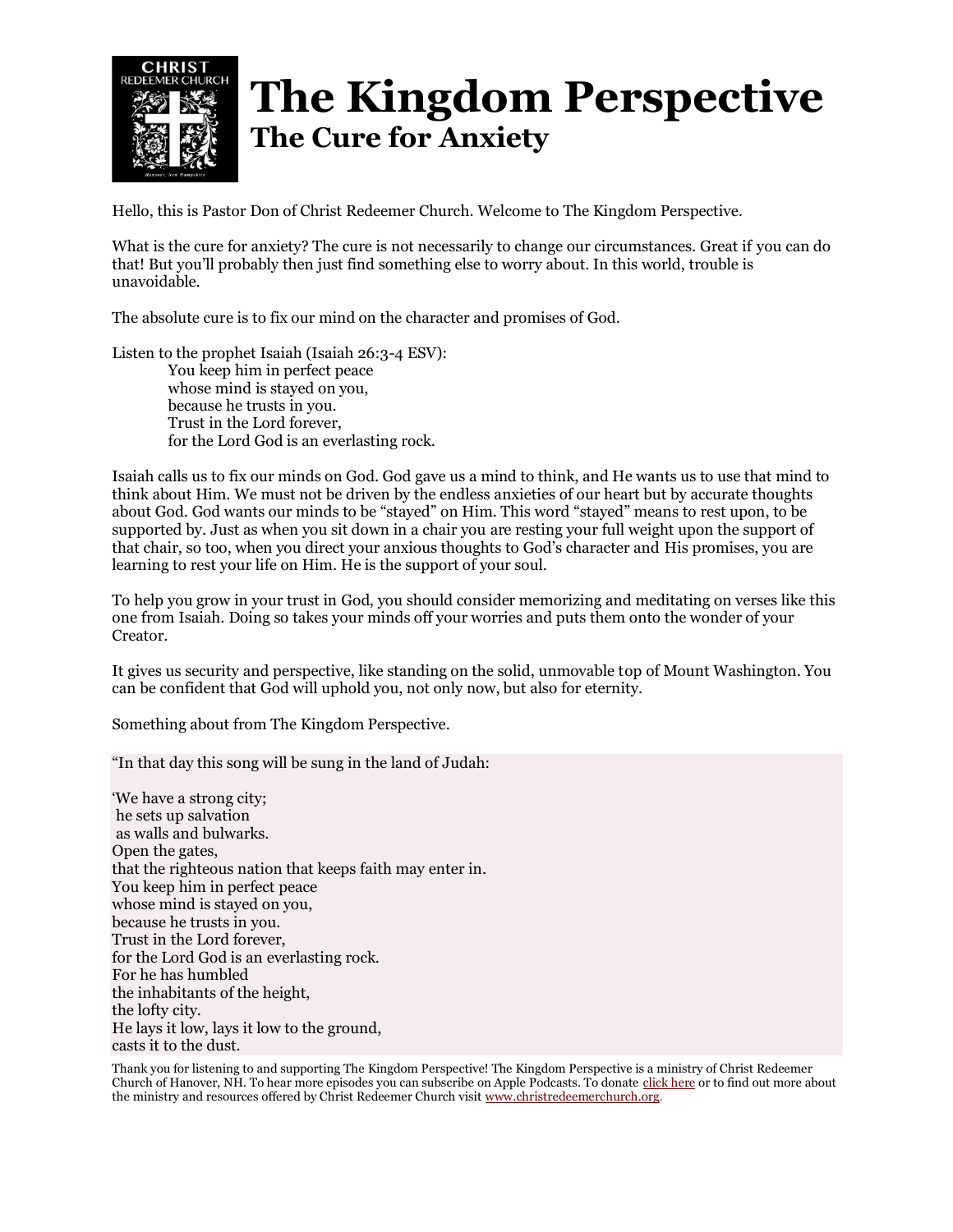# The Kingdom Perspective

## The Cure for Anxiety

Hello, this is Pastor Don of Christ Redeemer Church. Welcome to The Kingdom Perspective.

What is the cure for anxiety? The cure is not necessarily to change our circumstances. Great if you can do that! But you'll probably then just find something else to worry about. In this world, trouble is unavoidable.

The absolute cure is to fix our mind on the character and promises of God.

Listen to the prophet Isaiah (Isaiah 26:3-4 ESV):

> You keep him in perfect peace
> whose mind is stayed on you,
> because he trusts in you.
> Trust in the Lord forever,
> for the Lord God is an everlasting rock.

Isaiah calls us to fix our minds on God. God gave us a mind to think, and He wants us to use that mind to think about Him. We must not be driven by the endless anxieties of our heart but by accurate thoughts about God. God wants our minds to be "stayed" on Him. This word "stayed" means to rest upon, to be supported by. Just as when you sit down in a chair you are resting your full weight upon the support of that chair, so too, when you direct your anxious thoughts to God's character and His promises, you are learning to rest your life on Him. He is the support of your soul.

To help you grow in your trust in God, you should consider memorizing and meditating on verses like this one from Isaiah. Doing so takes your minds off your worries and puts them onto the wonder of your Creator.

It gives us security and perspective, like standing on the solid, unmovable top of Mount Washington. You can be confident that God will uphold you, not only now, but also for eternity.

Something about from The Kingdom Perspective.

"In that day this song will be sung in the land of Judah:

'We have a strong city;
he sets up salvation
as walls and bulwarks.
Open the gates,
that the righteous nation that keeps faith may enter in.
You keep him in perfect peace
whose mind is stayed on you,
because he trusts in you.
Trust in the Lord forever,
for the Lord God is an everlasting rock.
For he has humbled
the inhabitants of the height,
the lofty city.
He lays it low, lays it low to the ground,
casts it to the dust.

Thank you for listening to and supporting The Kingdom Perspective! The Kingdom Perspective is a ministry of Christ Redeemer Church of Hanover, NH. To hear more episodes you can subscribe on Apple Podcasts. To donate click here or to find out more about the ministry and resources offered by Christ Redeemer Church visit www.christredeemerchurch.org.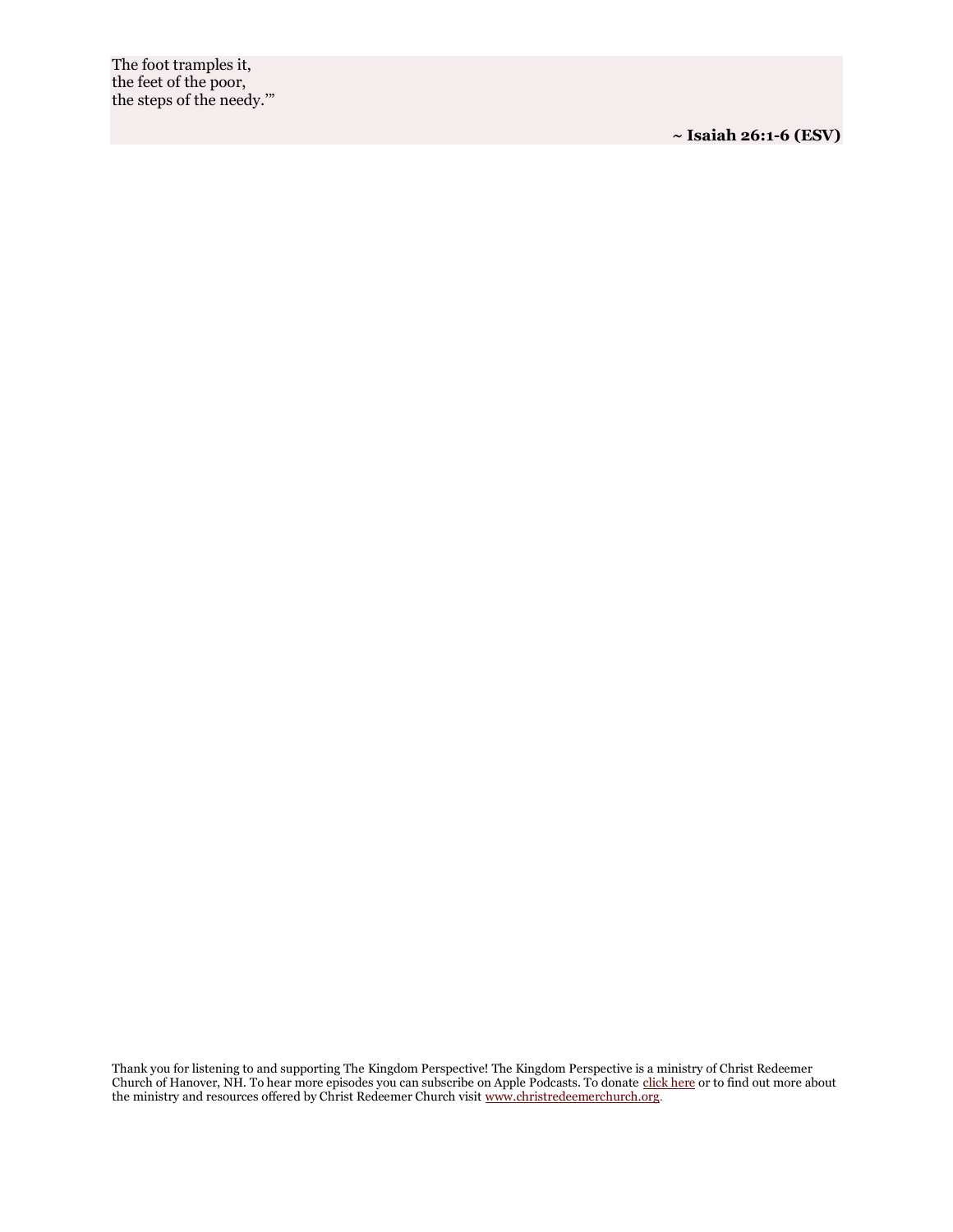The foot tramples it,  
the feet of the poor,  
the steps of the needy.'"

**~ Isaiah 26:1-6 (ESV)**

Thank you for listening to and supporting The Kingdom Perspective! The Kingdom Perspective is a ministry of Christ Redeemer Church of Hanover, NH. To hear more episodes you can subscribe on Apple Podcasts. To donate click here or to find out more about the ministry and resources offered by Christ Redeemer Church visit www.christredeemerchurch.org.